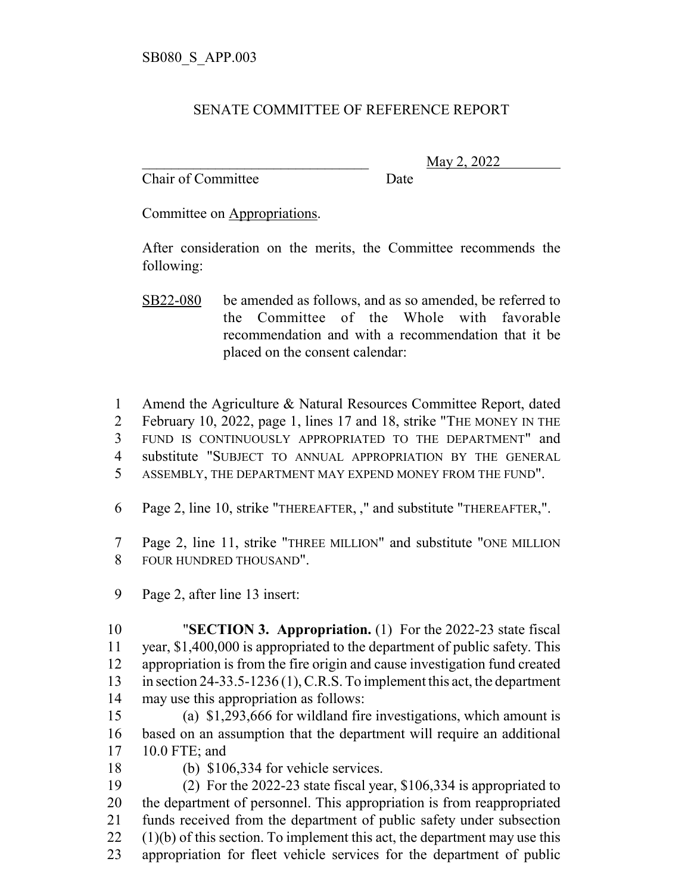SB080_S_APP.003

SENATE COMMITTEE OF REFERENCE REPORT

________________________________ May 2, 2022
Chair of Committee Date

Committee on Appropriations.

After consideration on the merits, the Committee recommends the following:

SB22-080 be amended as follows, and as so amended, be referred to the Committee of the Whole with favorable recommendation and with a recommendation that it be placed on the consent calendar:

1 Amend the Agriculture & Natural Resources Committee Report, dated
2 February 10, 2022, page 1, lines 17 and 18, strike "THE MONEY IN THE
3 FUND IS CONTINUOUSLY APPROPRIATED TO THE DEPARTMENT" and
4 substitute "SUBJECT TO ANNUAL APPROPRIATION BY THE GENERAL
5 ASSEMBLY, THE DEPARTMENT MAY EXPEND MONEY FROM THE FUND".

6 Page 2, line 10, strike "THEREAFTER, ," and substitute "THEREAFTER,".

7 Page 2, line 11, strike "THREE MILLION" and substitute "ONE MILLION
8 FOUR HUNDRED THOUSAND".

9 Page 2, after line 13 insert:

10 "**SECTION 3. Appropriation.** (1) For the 2022-23 state fiscal
11 year, $1,400,000 is appropriated to the department of public safety. This
12 appropriation is from the fire origin and cause investigation fund created
13 in section 24-33.5-1236 (1), C.R.S. To implement this act, the department
14 may use this appropriation as follows:

15 (a) $1,293,666 for wildland fire investigations, which amount is
16 based on an assumption that the department will require an additional
17 10.0 FTE; and

18 (b) $106,334 for vehicle services.

19 (2) For the 2022-23 state fiscal year, $106,334 is appropriated to
20 the department of personnel. This appropriation is from reappropriated
21 funds received from the department of public safety under subsection
22 (1)(b) of this section. To implement this act, the department may use this
23 appropriation for fleet vehicle services for the department of public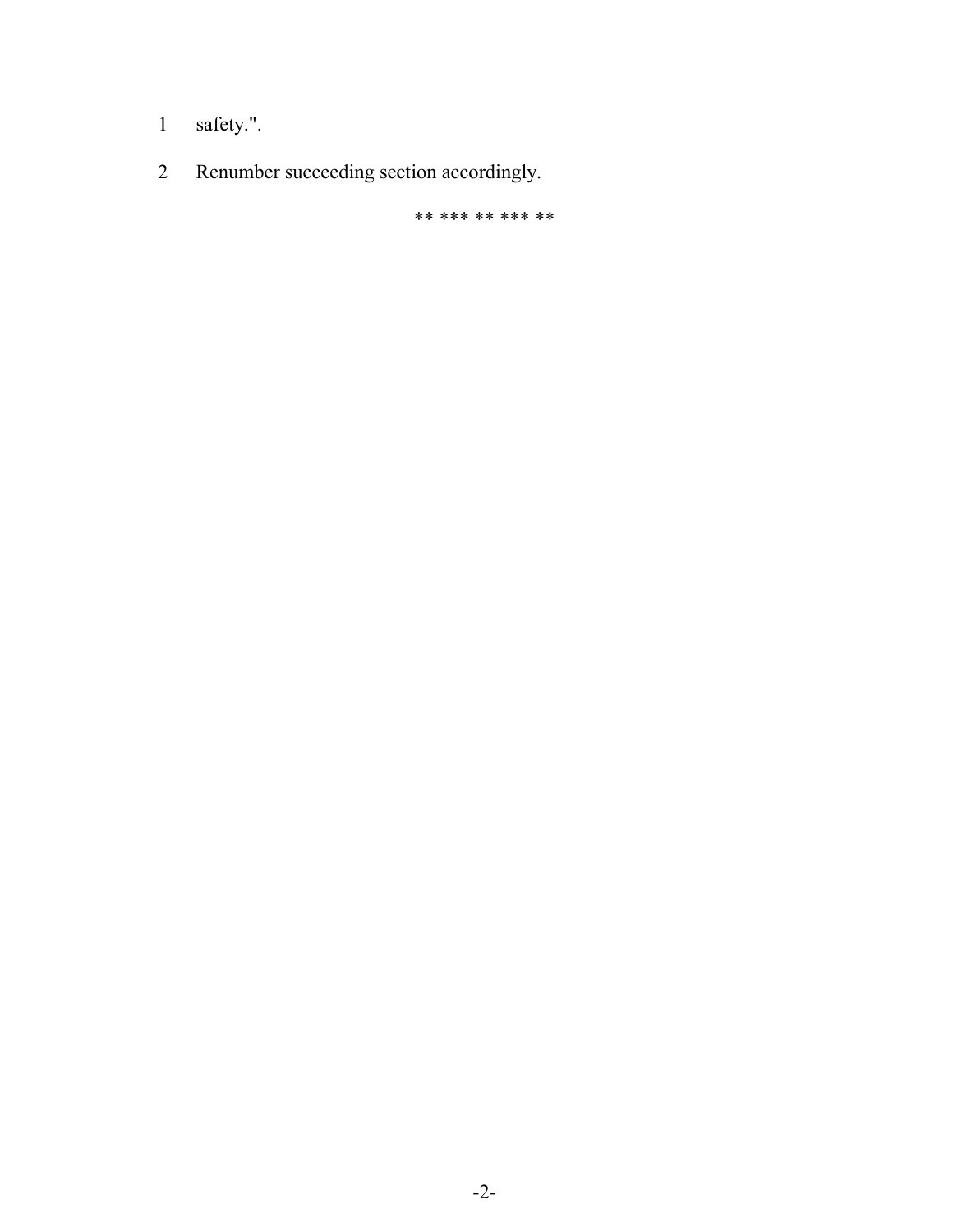safety.".

Renumber succeeding section accordingly.

** *** ** *** **